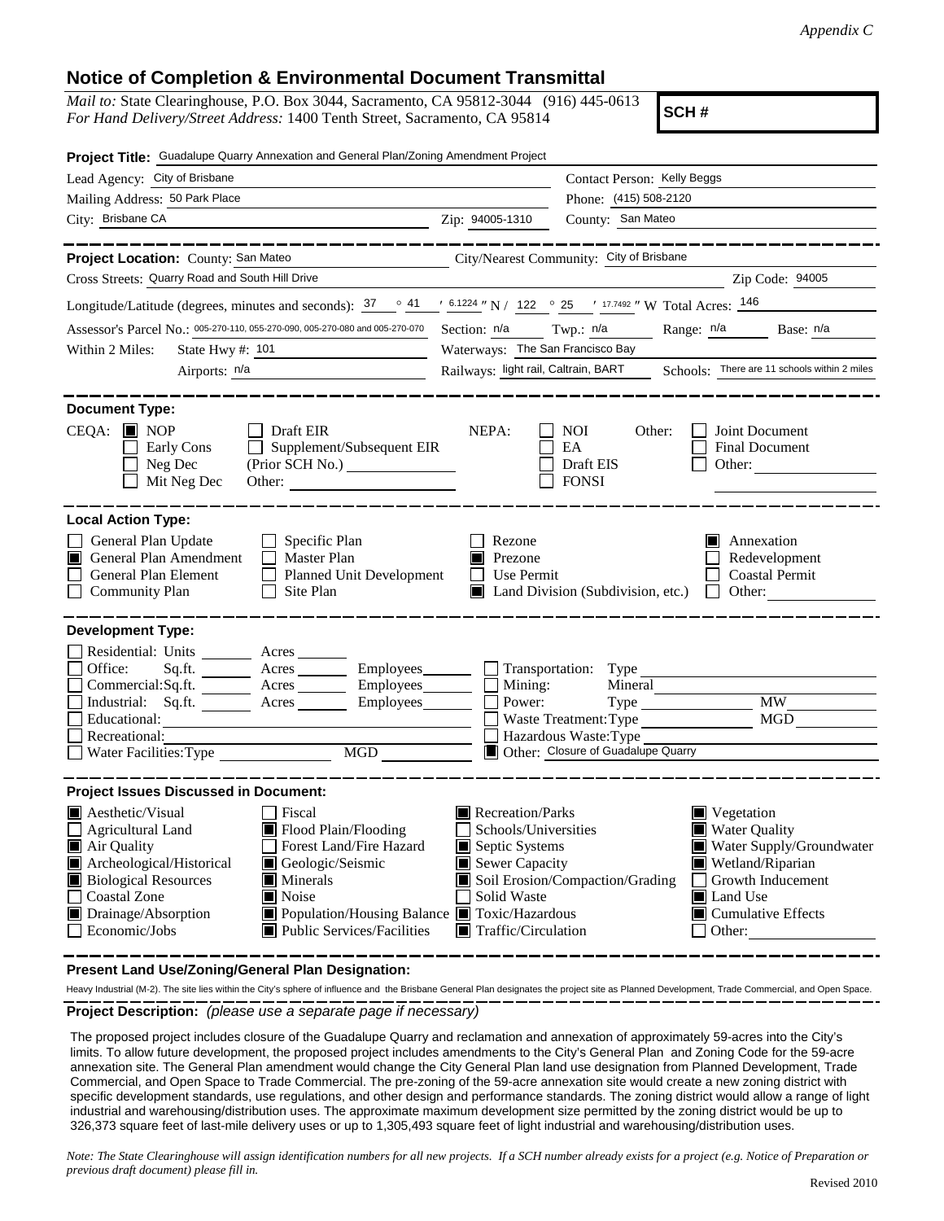*Appendix C*

# Notice of Completion & Environmental Document Transmittal

*Mail to:* State Clearinghouse, P.O. Box 3044, Sacramento, CA 95812-3044 (916) 445-0613
*For Hand Delivery/Street Address:* 1400 Tenth Street, Sacramento, CA 95814

**SCH #**

**Project Title:** Guadalupe Quarry Annexation and General Plan/Zoning Amendment Project

Lead Agency: City of Brisbane | Contact Person: Kelly Beggs
Mailing Address: 50 Park Place | Phone: (415) 508-2120
City: Brisbane CA | Zip: 94005-1310 | County: San Mateo

---

**Project Location:** County: San Mateo | City/Nearest Community: City of Brisbane
Cross Streets: Quarry Road and South Hill Drive | Zip Code: 94005
Longitude/Latitude (degrees, minutes and seconds): 37 ° 41 ′ 6.1224 ″ N / 122 ° 25 ′ 17.7492 ″ W Total Acres: 146
Assessor's Parcel No.: 005-270-110, 055-270-090, 005-270-080 and 005-270-070 | Section: n/a | Twp.: n/a | Range: n/a | Base: n/a
Within 2 Miles: State Hwy #: 101 | Waterways: The San Francisco Bay
Airports: n/a | Railways: light rail, Caltrain, BART | Schools: There are 11 schools within 2 miles

---

**Document Type:**

CEQA:
- [x] NOP
- [ ] Early Cons
- [ ] Neg Dec
- [ ] Mit Neg Dec
- [ ] Draft EIR
- [ ] Supplement/Subsequent EIR (Prior SCH No.)
- Other:

NEPA:
- [ ] NOI
- [ ] EA
- [ ] Draft EIS
- [ ] FONSI

Other:
- [ ] Joint Document
- [ ] Final Document
- [ ] Other:

---

**Local Action Type:**

- [ ] General Plan Update
- [x] General Plan Amendment
- [ ] General Plan Element
- [ ] Community Plan
- [ ] Specific Plan
- [ ] Master Plan
- [ ] Planned Unit Development
- [ ] Site Plan
- [ ] Rezone
- [x] Prezone
- [ ] Use Permit
- [x] Land Division (Subdivision, etc.)
- [x] Annexation
- [ ] Redevelopment
- [ ] Coastal Permit
- [ ] Other:

---

**Development Type:**

- [ ] Residential: Units ____ Acres ____
- [ ] Office: Sq.ft. ____ Acres ____ Employees ____
- [ ] Commercial: Sq.ft. ____ Acres ____ Employees ____
- [ ] Industrial: Sq.ft. ____ Acres ____ Employees ____
- [ ] Educational:
- [ ] Recreational:
- [ ] Water Facilities: Type ____ MGD ____
- [ ] Transportation: Type
- [ ] Mining: Mineral
- [ ] Power: Type ____ MW ____
- [ ] Waste Treatment: Type ____ MGD ____
- [ ] Hazardous Waste: Type
- [x] Other: Closure of Guadalupe Quarry

---

**Project Issues Discussed in Document:**

- [x] Aesthetic/Visual
- [ ] Agricultural Land
- [x] Air Quality
- [x] Archeological/Historical
- [x] Biological Resources
- [ ] Coastal Zone
- [x] Drainage/Absorption
- [ ] Economic/Jobs
- [ ] Fiscal
- [x] Flood Plain/Flooding
- [ ] Forest Land/Fire Hazard
- [x] Geologic/Seismic
- [x] Minerals
- [x] Noise
- [x] Population/Housing Balance
- [x] Public Services/Facilities
- [x] Recreation/Parks
- [ ] Schools/Universities
- [x] Septic Systems
- [x] Sewer Capacity
- [x] Soil Erosion/Compaction/Grading
- [ ] Solid Waste
- [x] Toxic/Hazardous
- [x] Traffic/Circulation
- [x] Vegetation
- [x] Water Quality
- [x] Water Supply/Groundwater
- [x] Wetland/Riparian
- [ ] Growth Inducement
- [x] Land Use
- [x] Cumulative Effects
- [ ] Other:

---

**Present Land Use/Zoning/General Plan Designation:**

Heavy Industrial (M-2). The site lies within the City's sphere of influence and the Brisbane General Plan designates the project site as Planned Development, Trade Commercial, and Open Space.

---

**Project Description:** *(please use a separate page if necessary)*

The proposed project includes closure of the Guadalupe Quarry and reclamation and annexation of approximately 59-acres into the City's limits. To allow future development, the proposed project includes amendments to the City's General Plan and Zoning Code for the 59-acre annexation site. The General Plan amendment would change the City General Plan land use designation from Planned Development, Trade Commercial, and Open Space to Trade Commercial. The pre-zoning of the 59-acre annexation site would create a new zoning district with specific development standards, use regulations, and other design and performance standards. The zoning district would allow a range of light industrial and warehousing/distribution uses. The approximate maximum development size permitted by the zoning district would be up to 326,373 square feet of last-mile delivery uses or up to 1,305,493 square feet of light industrial and warehousing/distribution uses.

*Note: The State Clearinghouse will assign identification numbers for all new projects. If a SCH number already exists for a project (e.g. Notice of Preparation or previous draft document) please fill in.*

Revised 2010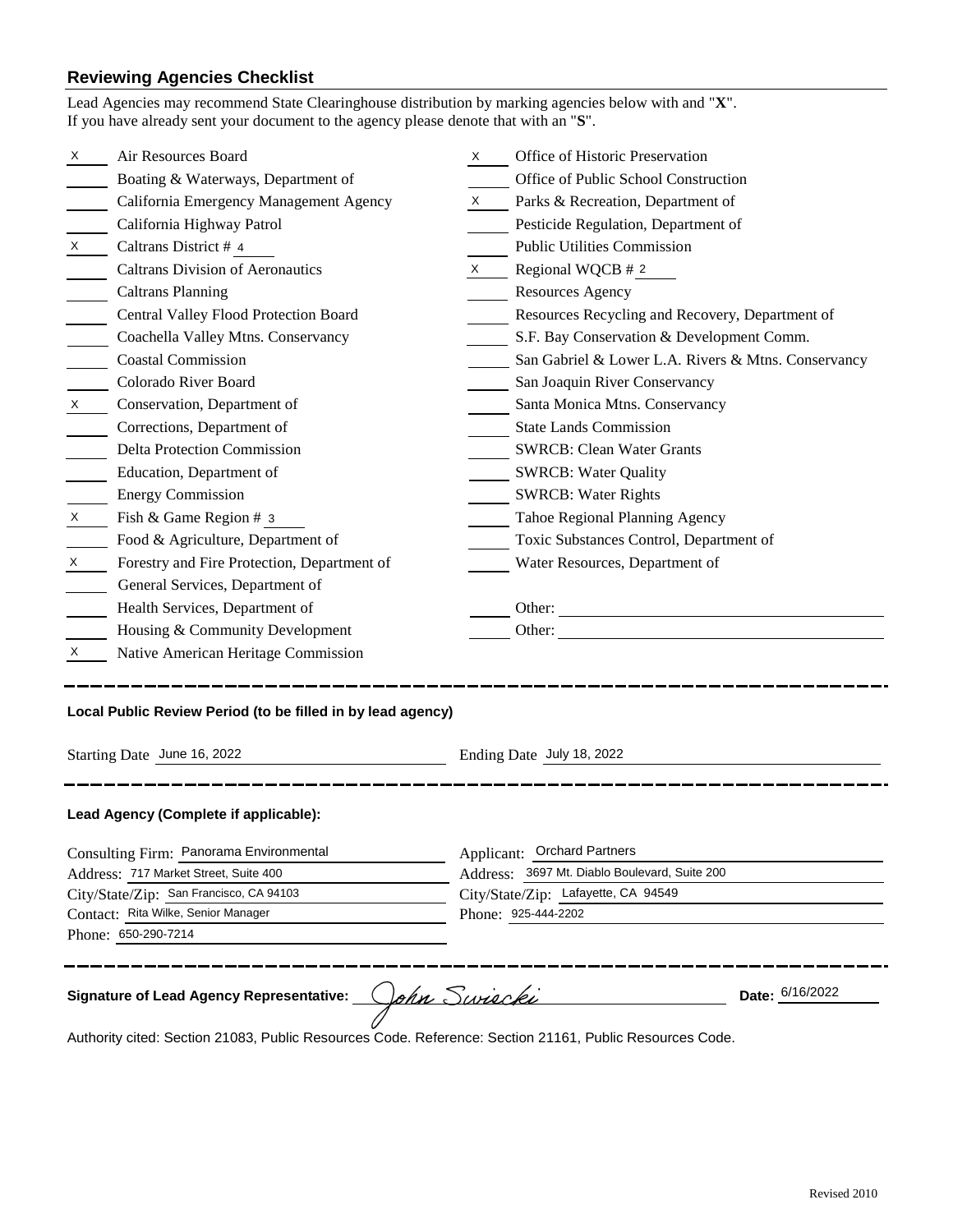## Reviewing Agencies Checklist

Lead Agencies may recommend State Clearinghouse distribution by marking agencies below with and "**X**". If you have already sent your document to the agency please denote that with an "**S**".

| | | | |
|---|---|---|---|
| X | Air Resources Board | X | Office of Historic Preservation |
| | Boating & Waterways, Department of | | Office of Public School Construction |
| | California Emergency Management Agency | X | Parks & Recreation, Department of |
| | California Highway Patrol | | Pesticide Regulation, Department of |
| X | Caltrans District # 4 | | Public Utilities Commission |
| | Caltrans Division of Aeronautics | X | Regional WQCB # 2 |
| | Caltrans Planning | | Resources Agency |
| | Central Valley Flood Protection Board | | Resources Recycling and Recovery, Department of |
| | Coachella Valley Mtns. Conservancy | | S.F. Bay Conservation & Development Comm. |
| | Coastal Commission | | San Gabriel & Lower L.A. Rivers & Mtns. Conservancy |
| | Colorado River Board | | San Joaquin River Conservancy |
| X | Conservation, Department of | | Santa Monica Mtns. Conservancy |
| | Corrections, Department of | | State Lands Commission |
| | Delta Protection Commission | | SWRCB: Clean Water Grants |
| | Education, Department of | | SWRCB: Water Quality |
| | Energy Commission | | SWRCB: Water Rights |
| X | Fish & Game Region # 3 | | Tahoe Regional Planning Agency |
| | Food & Agriculture, Department of | | Toxic Substances Control, Department of |
| X | Forestry and Fire Protection, Department of | | Water Resources, Department of |
| | General Services, Department of | | |
| | Health Services, Department of | | Other: |
| | Housing & Community Development | | Other: |
| X | Native American Heritage Commission | | |

---

**Local Public Review Period (to be filled in by lead agency)**

Starting Date June 16, 2022

Ending Date July 18, 2022

---

**Lead Agency (Complete if applicable):**

Consulting Firm: Panorama Environmental
Address: 717 Market Street, Suite 400
City/State/Zip: San Francisco, CA 94103
Contact: Rita Wilke, Senior Manager
Phone: 650-290-7214

Applicant: Orchard Partners
Address: 3697 Mt. Diablo Boulevard, Suite 200
City/State/Zip: Lafayette, CA 94549
Phone: 925-444-2202

---

**Signature of Lead Agency Representative:** John Swiecki

**Date:** 6/16/2022

Authority cited: Section 21083, Public Resources Code. Reference: Section 21161, Public Resources Code.

Revised 2010